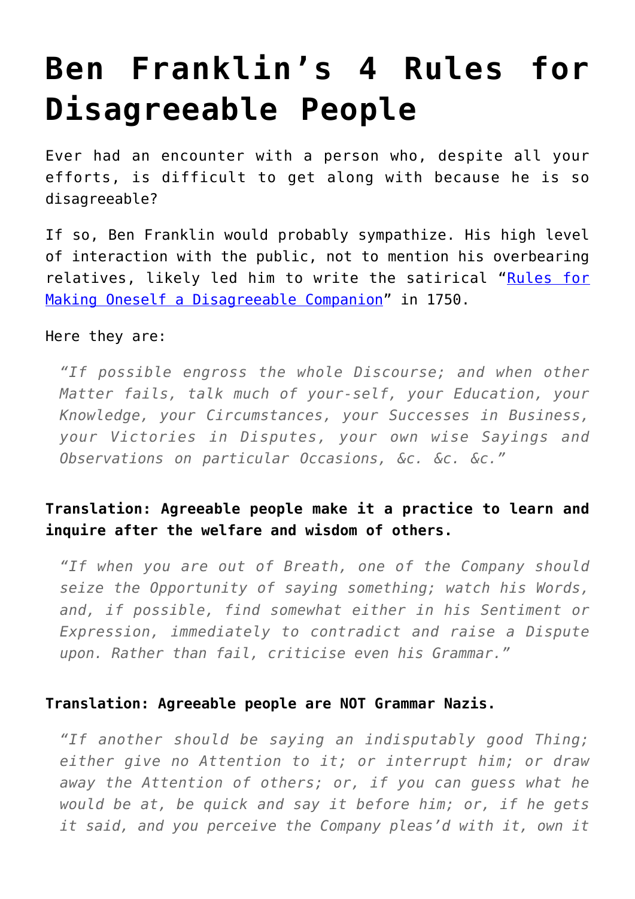# Ben Franklin's 4 Rules for Disagreeable People

Ever had an encounter with a person who, despite all your efforts, is difficult to get along with because he is so disagreeable?

If so, Ben Franklin would probably sympathize. His high level of interaction with the public, not to mention his overbearing relatives, likely led him to write the satirical "Rules for Making Oneself a Disagreeable Companion" in 1750.

Here they are:

> *"If possible engross the whole Discourse; and when other Matter fails, talk much of your-self, your Education, your Knowledge, your Circumstances, your Successes in Business, your Victories in Disputes, your own wise Sayings and Observations on particular Occasions, &c. &c. &c."*

#### Translation: Agreeable people make it a practice to learn and inquire after the welfare and wisdom of others.

> *"If when you are out of Breath, one of the Company should seize the Opportunity of saying something; watch his Words, and, if possible, find somewhat either in his Sentiment or Expression, immediately to contradict and raise a Dispute upon. Rather than fail, criticise even his Grammar."*

#### Translation: Agreeable people are NOT Grammar Nazis.

> *"If another should be saying an indisputably good Thing; either give no Attention to it; or interrupt him; or draw away the Attention of others; or, if you can guess what he would be at, be quick and say it before him; or, if he gets it said, and you perceive the Company pleas'd with it, own it*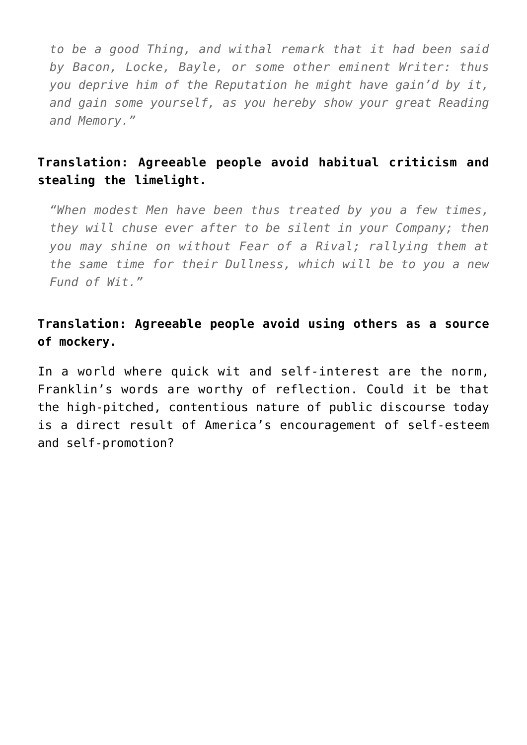> *to be a good Thing, and withal remark that it had been said by Bacon, Locke, Bayle, or some other eminent Writer: thus you deprive him of the Reputation he might have gain'd by it, and gain some yourself, as you hereby show your great Reading and Memory."*

**Translation: Agreeable people avoid habitual criticism and stealing the limelight.**

> *"When modest Men have been thus treated by you a few times, they will chuse ever after to be silent in your Company; then you may shine on without Fear of a Rival; rallying them at the same time for their Dullness, which will be to you a new Fund of Wit."*

**Translation: Agreeable people avoid using others as a source of mockery.**

In a world where quick wit and self-interest are the norm, Franklin's words are worthy of reflection. Could it be that the high-pitched, contentious nature of public discourse today is a direct result of America's encouragement of self-esteem and self-promotion?